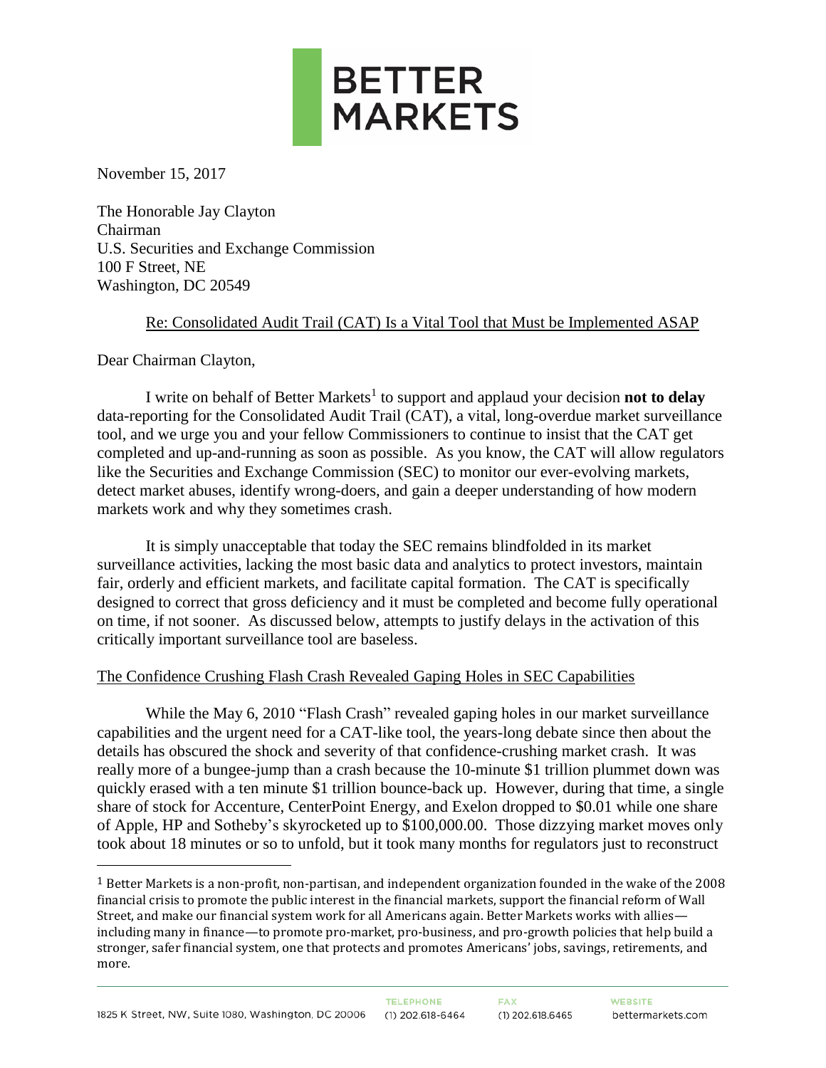**BETTER MARKETS**

November 15, 2017

The Honorable Jay Clayton
Chairman
U.S. Securities and Exchange Commission
100 F Street, NE
Washington, DC 20549

Re: Consolidated Audit Trail (CAT) Is a Vital Tool that Must be Implemented ASAP

Dear Chairman Clayton,

I write on behalf of Better Markets[1] to support and applaud your decision **not to delay** data-reporting for the Consolidated Audit Trail (CAT), a vital, long-overdue market surveillance tool, and we urge you and your fellow Commissioners to continue to insist that the CAT get completed and up-and-running as soon as possible. As you know, the CAT will allow regulators like the Securities and Exchange Commission (SEC) to monitor our ever-evolving markets, detect market abuses, identify wrong-doers, and gain a deeper understanding of how modern markets work and why they sometimes crash.

It is simply unacceptable that today the SEC remains blindfolded in its market surveillance activities, lacking the most basic data and analytics to protect investors, maintain fair, orderly and efficient markets, and facilitate capital formation. The CAT is specifically designed to correct that gross deficiency and it must be completed and become fully operational on time, if not sooner. As discussed below, attempts to justify delays in the activation of this critically important surveillance tool are baseless.

## The Confidence Crushing Flash Crash Revealed Gaping Holes in SEC Capabilities

While the May 6, 2010 "Flash Crash" revealed gaping holes in our market surveillance capabilities and the urgent need for a CAT-like tool, the years-long debate since then about the details has obscured the shock and severity of that confidence-crushing market crash. It was really more of a bungee-jump than a crash because the 10-minute $1 trillion plummet down was quickly erased with a ten minute $1 trillion bounce-back up. However, during that time, a single share of stock for Accenture, CenterPoint Energy, and Exelon dropped to $0.01 while one share of Apple, HP and Sotheby's skyrocketed up to $100,000.00. Those dizzying market moves only took about 18 minutes or so to unfold, but it took many months for regulators just to reconstruct

[1] Better Markets is a non-profit, non-partisan, and independent organization founded in the wake of the 2008 financial crisis to promote the public interest in the financial markets, support the financial reform of Wall Street, and make our financial system work for all Americans again. Better Markets works with allies—including many in finance—to promote pro-market, pro-business, and pro-growth policies that help build a stronger, safer financial system, one that protects and promotes Americans' jobs, savings, retirements, and more.

1825 K Street, NW, Suite 1080, Washington, DC 20006 | TELEPHONE (1) 202.618-6464 | FAX (1) 202.618.6465 | WEBSITE bettermarkets.com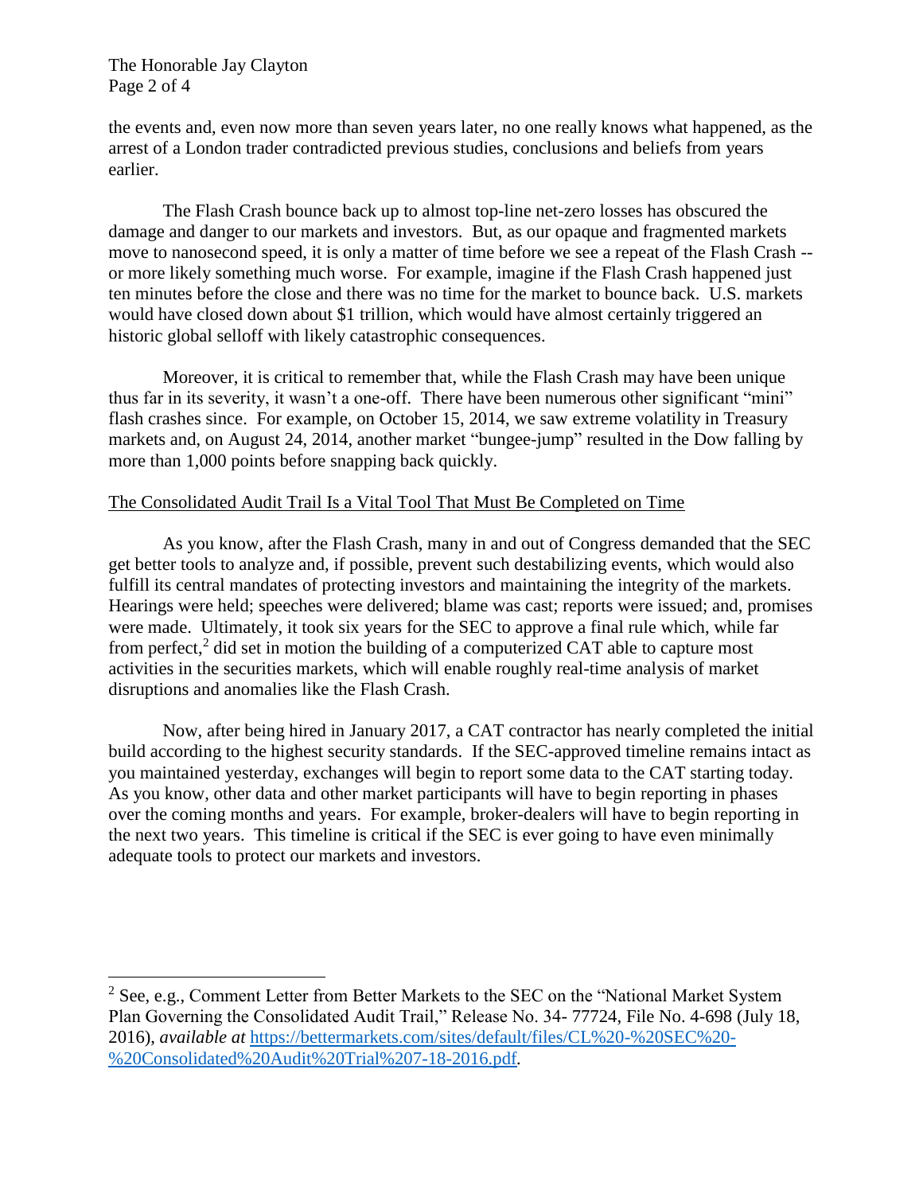the events and, even now more than seven years later, no one really knows what happened, as the arrest of a London trader contradicted previous studies, conclusions and beliefs from years earlier.

The Flash Crash bounce back up to almost top-line net-zero losses has obscured the damage and danger to our markets and investors. But, as our opaque and fragmented markets move to nanosecond speed, it is only a matter of time before we see a repeat of the Flash Crash -- or more likely something much worse. For example, imagine if the Flash Crash happened just ten minutes before the close and there was no time for the market to bounce back. U.S. markets would have closed down about $1 trillion, which would have almost certainly triggered an historic global selloff with likely catastrophic consequences.

Moreover, it is critical to remember that, while the Flash Crash may have been unique thus far in its severity, it wasn't a one-off. There have been numerous other significant "mini" flash crashes since. For example, on October 15, 2014, we saw extreme volatility in Treasury markets and, on August 24, 2014, another market "bungee-jump" resulted in the Dow falling by more than 1,000 points before snapping back quickly.

## The Consolidated Audit Trail Is a Vital Tool That Must Be Completed on Time

As you know, after the Flash Crash, many in and out of Congress demanded that the SEC get better tools to analyze and, if possible, prevent such destabilizing events, which would also fulfill its central mandates of protecting investors and maintaining the integrity of the markets. Hearings were held; speeches were delivered; blame was cast; reports were issued; and, promises were made. Ultimately, it took six years for the SEC to approve a final rule which, while far from perfect,[2] did set in motion the building of a computerized CAT able to capture most activities in the securities markets, which will enable roughly real-time analysis of market disruptions and anomalies like the Flash Crash.

Now, after being hired in January 2017, a CAT contractor has nearly completed the initial build according to the highest security standards. If the SEC-approved timeline remains intact as you maintained yesterday, exchanges will begin to report some data to the CAT starting today. As you know, other data and other market participants will have to begin reporting in phases over the coming months and years. For example, broker-dealers will have to begin reporting in the next two years. This timeline is critical if the SEC is ever going to have even minimally adequate tools to protect our markets and investors.

---

[2] See, e.g., Comment Letter from Better Markets to the SEC on the "National Market System Plan Governing the Consolidated Audit Trail," Release No. 34- 77724, File No. 4-698 (July 18, 2016), *available at* https://bettermarkets.com/sites/default/files/CL%20-%20SEC%20-%20Consolidated%20Audit%20Trial%207-18-2016.pdf.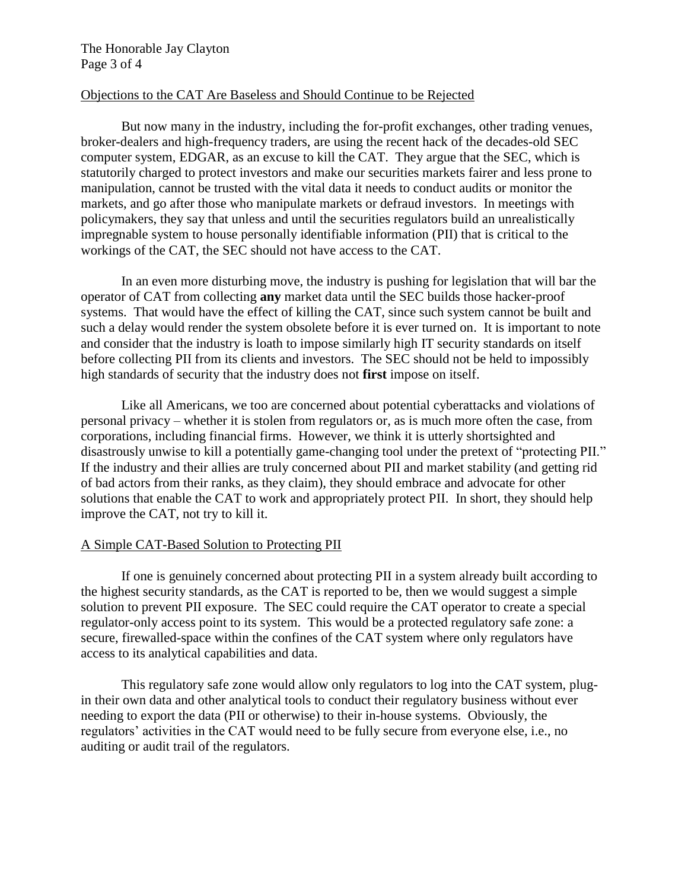Objections to the CAT Are Baseless and Should Continue to be Rejected

But now many in the industry, including the for-profit exchanges, other trading venues, broker-dealers and high-frequency traders, are using the recent hack of the decades-old SEC computer system, EDGAR, as an excuse to kill the CAT. They argue that the SEC, which is statutorily charged to protect investors and make our securities markets fairer and less prone to manipulation, cannot be trusted with the vital data it needs to conduct audits or monitor the markets, and go after those who manipulate markets or defraud investors. In meetings with policymakers, they say that unless and until the securities regulators build an unrealistically impregnable system to house personally identifiable information (PII) that is critical to the workings of the CAT, the SEC should not have access to the CAT.

In an even more disturbing move, the industry is pushing for legislation that will bar the operator of CAT from collecting **any** market data until the SEC builds those hacker-proof systems. That would have the effect of killing the CAT, since such system cannot be built and such a delay would render the system obsolete before it is ever turned on. It is important to note and consider that the industry is loath to impose similarly high IT security standards on itself before collecting PII from its clients and investors. The SEC should not be held to impossibly high standards of security that the industry does not **first** impose on itself.

Like all Americans, we too are concerned about potential cyberattacks and violations of personal privacy – whether it is stolen from regulators or, as is much more often the case, from corporations, including financial firms. However, we think it is utterly shortsighted and disastrously unwise to kill a potentially game-changing tool under the pretext of "protecting PII." If the industry and their allies are truly concerned about PII and market stability (and getting rid of bad actors from their ranks, as they claim), they should embrace and advocate for other solutions that enable the CAT to work and appropriately protect PII. In short, they should help improve the CAT, not try to kill it.

A Simple CAT-Based Solution to Protecting PII

If one is genuinely concerned about protecting PII in a system already built according to the highest security standards, as the CAT is reported to be, then we would suggest a simple solution to prevent PII exposure. The SEC could require the CAT operator to create a special regulator-only access point to its system. This would be a protected regulatory safe zone: a secure, firewalled-space within the confines of the CAT system where only regulators have access to its analytical capabilities and data.

This regulatory safe zone would allow only regulators to log into the CAT system, plug-in their own data and other analytical tools to conduct their regulatory business without ever needing to export the data (PII or otherwise) to their in-house systems. Obviously, the regulators' activities in the CAT would need to be fully secure from everyone else, i.e., no auditing or audit trail of the regulators.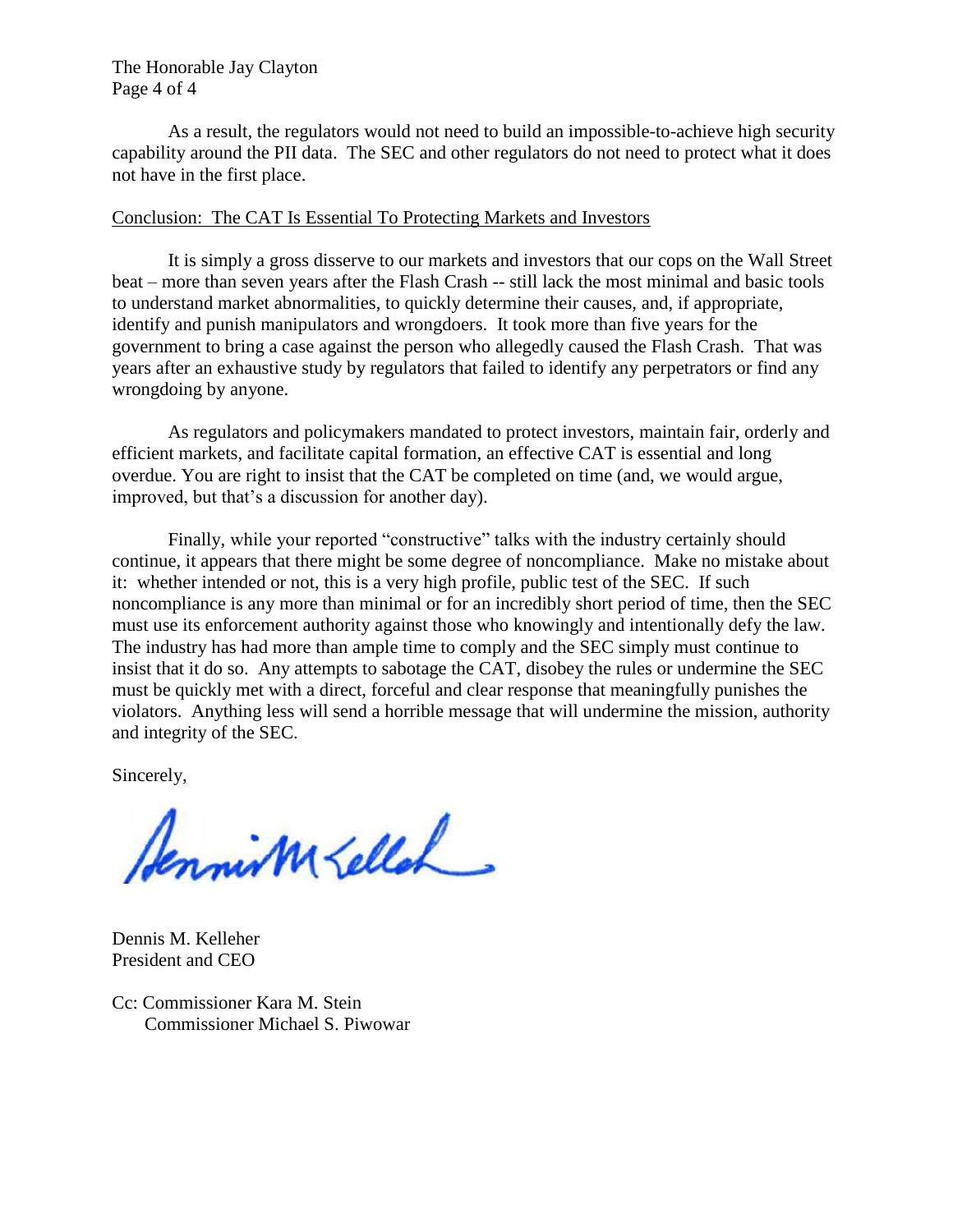As a result, the regulators would not need to build an impossible-to-achieve high security capability around the PII data. The SEC and other regulators do not need to protect what it does not have in the first place.

<u>Conclusion: The CAT Is Essential To Protecting Markets and Investors</u>

It is simply a gross disserve to our markets and investors that our cops on the Wall Street beat – more than seven years after the Flash Crash -- still lack the most minimal and basic tools to understand market abnormalities, to quickly determine their causes, and, if appropriate, identify and punish manipulators and wrongdoers. It took more than five years for the government to bring a case against the person who allegedly caused the Flash Crash. That was years after an exhaustive study by regulators that failed to identify any perpetrators or find any wrongdoing by anyone.

As regulators and policymakers mandated to protect investors, maintain fair, orderly and efficient markets, and facilitate capital formation, an effective CAT is essential and long overdue. You are right to insist that the CAT be completed on time (and, we would argue, improved, but that's a discussion for another day).

Finally, while your reported "constructive" talks with the industry certainly should continue, it appears that there might be some degree of noncompliance. Make no mistake about it: whether intended or not, this is a very high profile, public test of the SEC. If such noncompliance is any more than minimal or for an incredibly short period of time, then the SEC must use its enforcement authority against those who knowingly and intentionally defy the law. The industry has had more than ample time to comply and the SEC simply must continue to insist that it do so. Any attempts to sabotage the CAT, disobey the rules or undermine the SEC must be quickly met with a direct, forceful and clear response that meaningfully punishes the violators. Anything less will send a horrible message that will undermine the mission, authority and integrity of the SEC.

Sincerely,

Dennis M. Kelleher
President and CEO

Cc: Commissioner Kara M. Stein
Commissioner Michael S. Piwowar